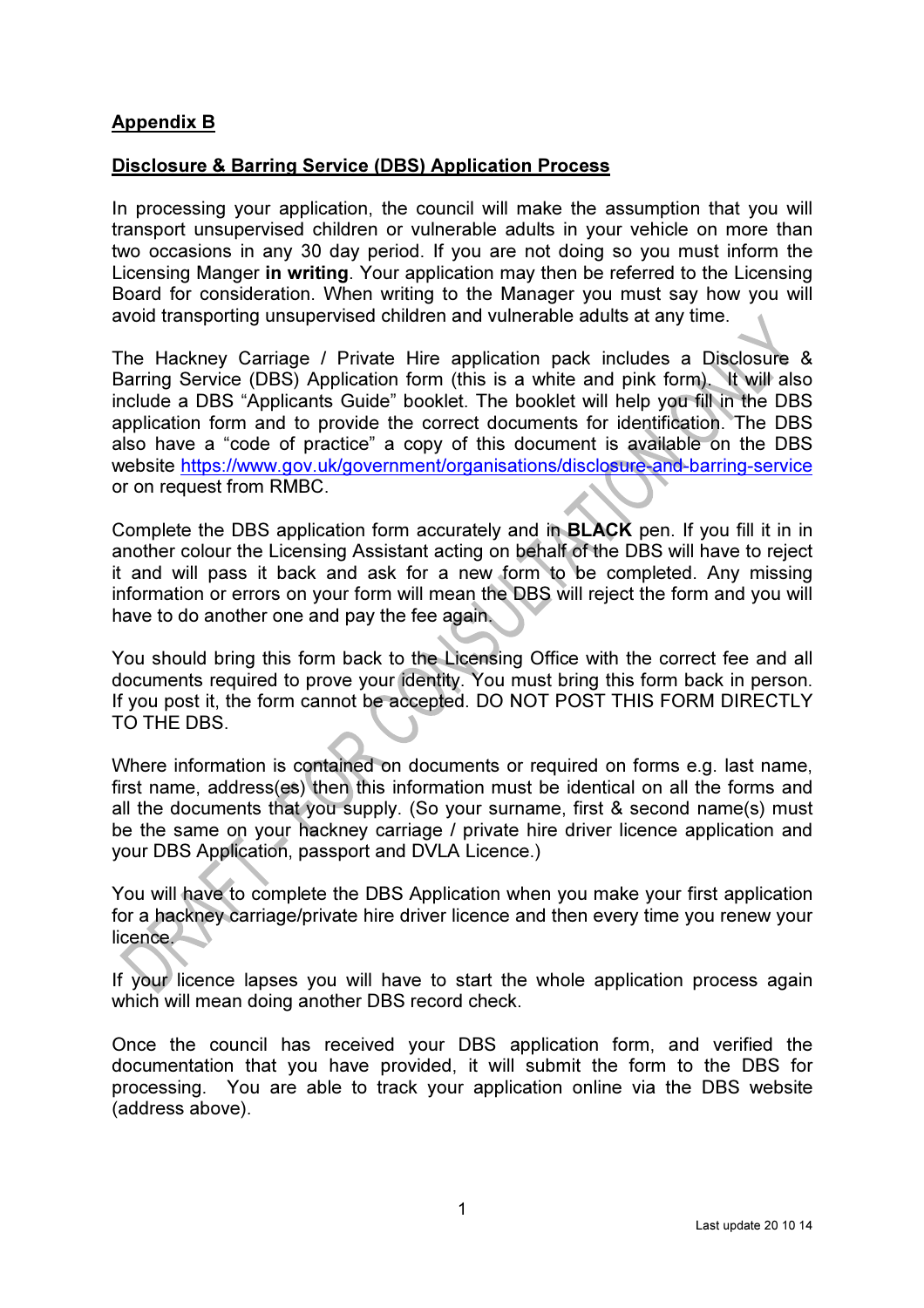**Appendix B**

**Disclosure & Barring Service (DBS) Application Process**

In processing your application, the council will make the assumption that you will transport unsupervised children or vulnerable adults in your vehicle on more than two occasions in any 30 day period. If you are not doing so you must inform the Licensing Manger **in writing**. Your application may then be referred to the Licensing Board for consideration. When writing to the Manager you must say how you will avoid transporting unsupervised children and vulnerable adults at any time.

The Hackney Carriage / Private Hire application pack includes a Disclosure & Barring Service (DBS) Application form (this is a white and pink form). It will also include a DBS "Applicants Guide" booklet. The booklet will help you fill in the DBS application form and to provide the correct documents for identification. The DBS also have a "code of practice" a copy of this document is available on the DBS website https://www.gov.uk/government/organisations/disclosure-and-barring-service or on request from RMBC.

Complete the DBS application form accurately and in **BLACK** pen. If you fill it in in another colour the Licensing Assistant acting on behalf of the DBS will have to reject it and will pass it back and ask for a new form to be completed. Any missing information or errors on your form will mean the DBS will reject the form and you will have to do another one and pay the fee again.

You should bring this form back to the Licensing Office with the correct fee and all documents required to prove your identity. You must bring this form back in person. If you post it, the form cannot be accepted. DO NOT POST THIS FORM DIRECTLY TO THE DBS.

Where information is contained on documents or required on forms e.g. last name, first name, address(es) then this information must be identical on all the forms and all the documents that you supply. (So your surname, first & second name(s) must be the same on your hackney carriage / private hire driver licence application and your DBS Application, passport and DVLA Licence.)

You will have to complete the DBS Application when you make your first application for a hackney carriage/private hire driver licence and then every time you renew your licence.

If your licence lapses you will have to start the whole application process again which will mean doing another DBS record check.

Once the council has received your DBS application form, and verified the documentation that you have provided, it will submit the form to the DBS for processing. You are able to track your application online via the DBS website (address above).

Last update 20 10 14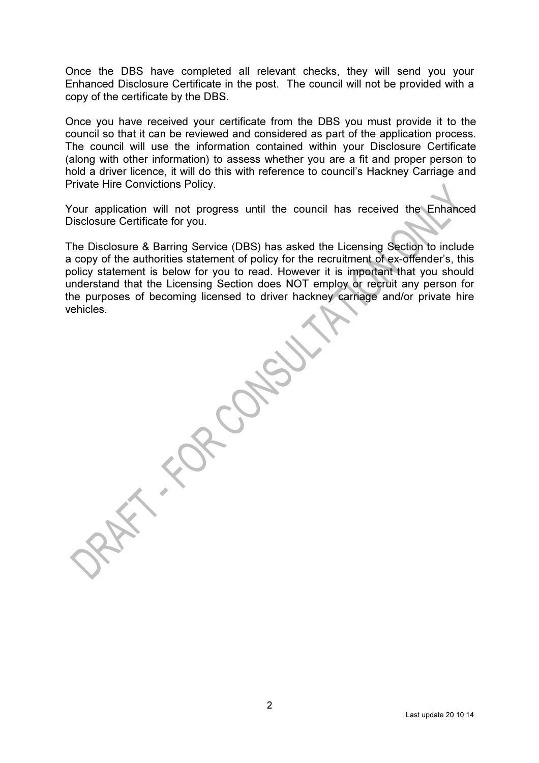Once the DBS have completed all relevant checks, they will send you your Enhanced Disclosure Certificate in the post. The council will not be provided with a copy of the certificate by the DBS.

Once you have received your certificate from the DBS you must provide it to the council so that it can be reviewed and considered as part of the application process. The council will use the information contained within your Disclosure Certificate (along with other information) to assess whether you are a fit and proper person to hold a driver licence, it will do this with reference to council's Hackney Carriage and Private Hire Convictions Policy.

Your application will not progress until the council has received the Enhanced Disclosure Certificate for you.

The Disclosure & Barring Service (DBS) has asked the Licensing Section to include a copy of the authorities statement of policy for the recruitment of ex-offender's, this policy statement is below for you to read. However it is important that you should understand that the Licensing Section does NOT employ or recruit any person for the purposes of becoming licensed to driver hackney carriage and/or private hire vehicles.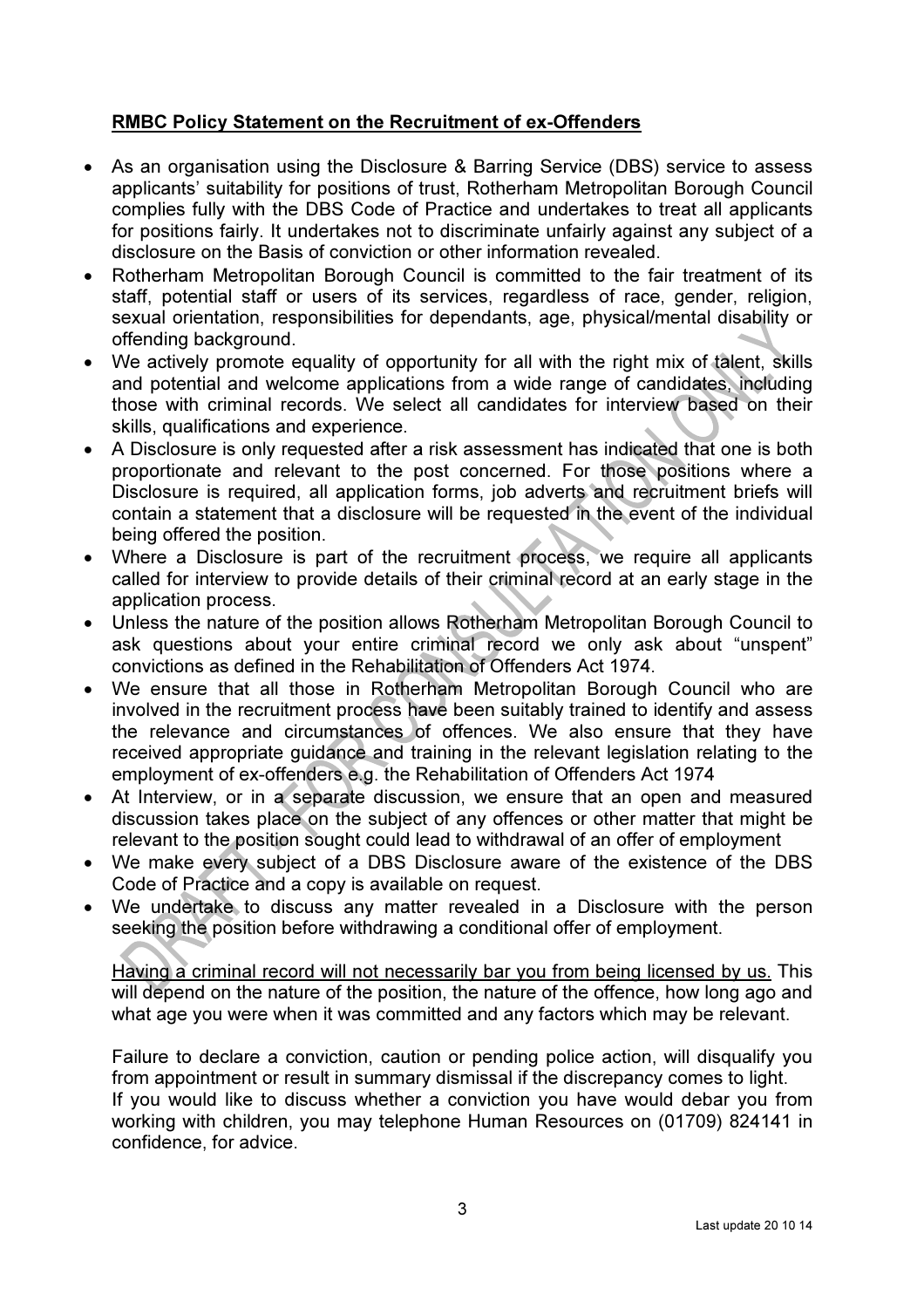**RMBC Policy Statement on the Recruitment of ex-Offenders**

- As an organisation using the Disclosure & Barring Service (DBS) service to assess applicants' suitability for positions of trust, Rotherham Metropolitan Borough Council complies fully with the DBS Code of Practice and undertakes to treat all applicants for positions fairly. It undertakes not to discriminate unfairly against any subject of a disclosure on the Basis of conviction or other information revealed.
- Rotherham Metropolitan Borough Council is committed to the fair treatment of its staff, potential staff or users of its services, regardless of race, gender, religion, sexual orientation, responsibilities for dependants, age, physical/mental disability or offending background.
- We actively promote equality of opportunity for all with the right mix of talent, skills and potential and welcome applications from a wide range of candidates, including those with criminal records. We select all candidates for interview based on their skills, qualifications and experience.
- A Disclosure is only requested after a risk assessment has indicated that one is both proportionate and relevant to the post concerned. For those positions where a Disclosure is required, all application forms, job adverts and recruitment briefs will contain a statement that a disclosure will be requested in the event of the individual being offered the position.
- Where a Disclosure is part of the recruitment process, we require all applicants called for interview to provide details of their criminal record at an early stage in the application process.
- Unless the nature of the position allows Rotherham Metropolitan Borough Council to ask questions about your entire criminal record we only ask about "unspent" convictions as defined in the Rehabilitation of Offenders Act 1974.
- We ensure that all those in Rotherham Metropolitan Borough Council who are involved in the recruitment process have been suitably trained to identify and assess the relevance and circumstances of offences. We also ensure that they have received appropriate guidance and training in the relevant legislation relating to the employment of ex-offenders e.g. the Rehabilitation of Offenders Act 1974
- At Interview, or in a separate discussion, we ensure that an open and measured discussion takes place on the subject of any offences or other matter that might be relevant to the position sought could lead to withdrawal of an offer of employment
- We make every subject of a DBS Disclosure aware of the existence of the DBS Code of Practice and a copy is available on request.
- We undertake to discuss any matter revealed in a Disclosure with the person seeking the position before withdrawing a conditional offer of employment.

Having a criminal record will not necessarily bar you from being licensed by us. This will depend on the nature of the position, the nature of the offence, how long ago and what age you were when it was committed and any factors which may be relevant.

Failure to declare a conviction, caution or pending police action, will disqualify you from appointment or result in summary dismissal if the discrepancy comes to light. If you would like to discuss whether a conviction you have would debar you from working with children, you may telephone Human Resources on (01709) 824141 in confidence, for advice.

Last update 20 10 14